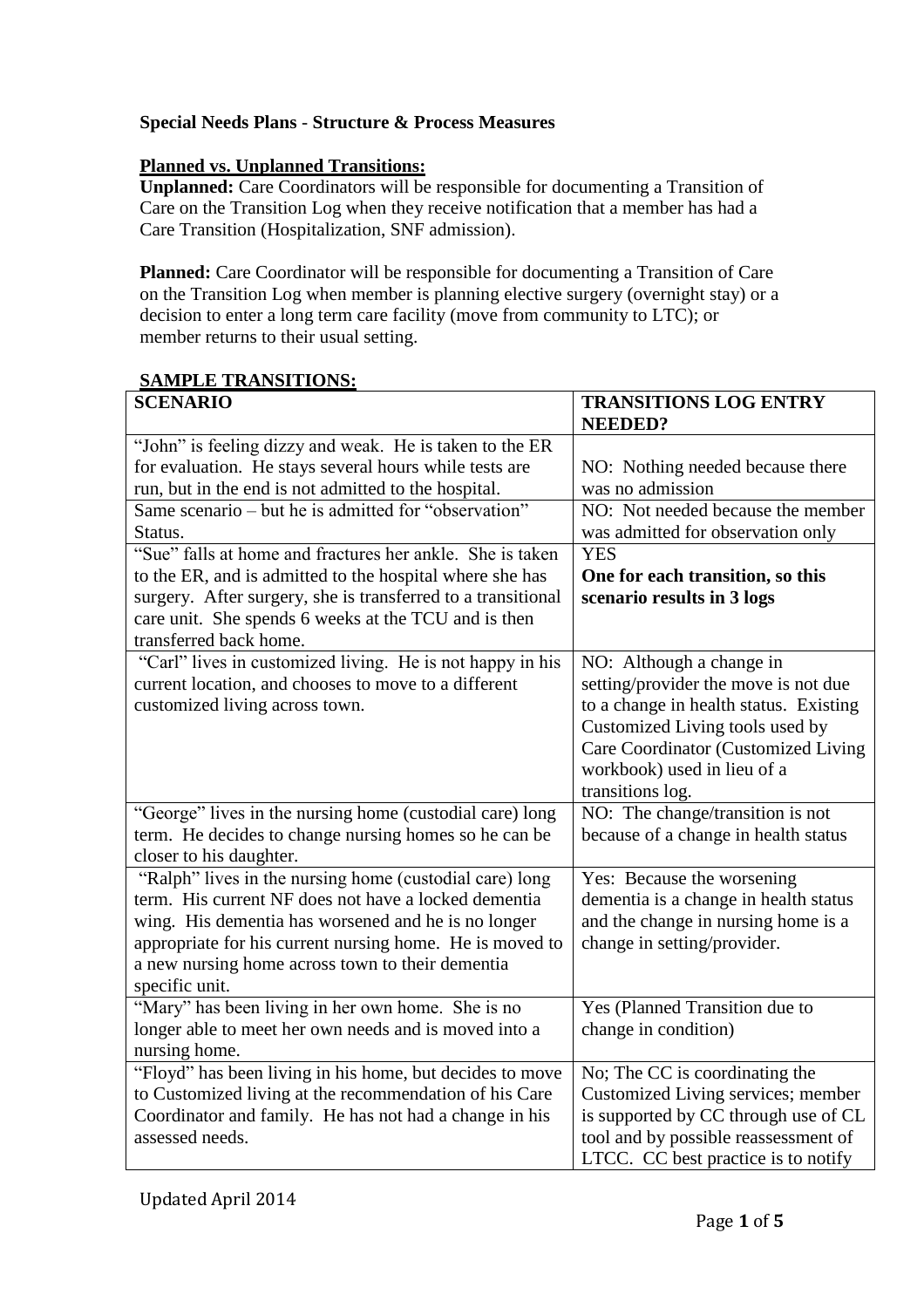**Special Needs Plans - Structure & Process Measures**

**Planned vs. Unplanned Transitions:**

**Unplanned:** Care Coordinators will be responsible for documenting a Transition of Care on the Transition Log when they receive notification that a member has had a Care Transition (Hospitalization, SNF admission).

**Planned:** Care Coordinator will be responsible for documenting a Transition of Care on the Transition Log when member is planning elective surgery (overnight stay) or a decision to enter a long term care facility (move from community to LTC); or member returns to their usual setting.

**SAMPLE TRANSITIONS:**

| SCENARIO | TRANSITIONS LOG ENTRY NEEDED? |
|---|---|
| "John" is feeling dizzy and weak. He is taken to the ER for evaluation. He stays several hours while tests are run, but in the end is not admitted to the hospital. | NO: Nothing needed because there was no admission |
| Same scenario – but he is admitted for "observation" Status. | NO: Not needed because the member was admitted for observation only |
| "Sue" falls at home and fractures her ankle. She is taken to the ER, and is admitted to the hospital where she has surgery. After surgery, she is transferred to a transitional care unit. She spends 6 weeks at the TCU and is then transferred back home. | YES **One for each transition, so this scenario results in 3 logs** |
| "Carl" lives in customized living. He is not happy in his current location, and chooses to move to a different customized living across town. | NO: Although a change in setting/provider the move is not due to a change in health status. Existing Customized Living tools used by Care Coordinator (Customized Living workbook) used in lieu of a transitions log. |
| "George" lives in the nursing home (custodial care) long term. He decides to change nursing homes so he can be closer to his daughter. | NO: The change/transition is not because of a change in health status |
| "Ralph" lives in the nursing home (custodial care) long term. His current NF does not have a locked dementia wing. His dementia has worsened and he is no longer appropriate for his current nursing home. He is moved to a new nursing home across town to their dementia specific unit. | Yes: Because the worsening dementia is a change in health status and the change in nursing home is a change in setting/provider. |
| "Mary" has been living in her own home. She is no longer able to meet her own needs and is moved into a nursing home. | Yes (Planned Transition due to change in condition) |
| "Floyd" has been living in his home, but decides to move to Customized living at the recommendation of his Care Coordinator and family. He has not had a change in his assessed needs. | No; The CC is coordinating the Customized Living services; member is supported by CC through use of CL tool and by possible reassessment of LTCC. CC best practice is to notify |

Updated April 2014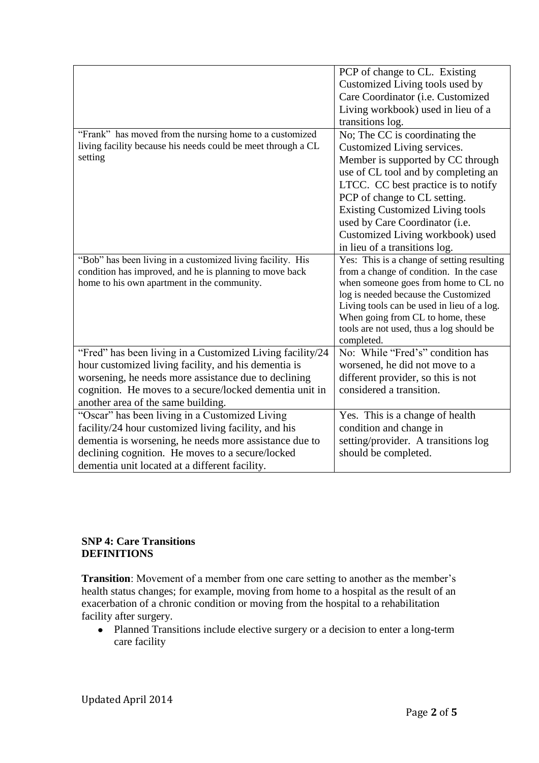| | |
|---|---|
| | PCP of change to CL. Existing Customized Living tools used by Care Coordinator (i.e. Customized Living workbook) used in lieu of a transitions log. |
| "Frank" has moved from the nursing home to a customized living facility because his needs could be meet through a CL setting | No; The CC is coordinating the Customized Living services. Member is supported by CC through use of CL tool and by completing an LTCC. CC best practice is to notify PCP of change to CL setting. Existing Customized Living tools used by Care Coordinator (i.e. Customized Living workbook) used in lieu of a transitions log. |
| "Bob" has been living in a customized living facility. His condition has improved, and he is planning to move back home to his own apartment in the community. | Yes: This is a change of setting resulting from a change of condition. In the case when someone goes from home to CL no log is needed because the Customized Living tools can be used in lieu of a log. When going from CL to home, these tools are not used, thus a log should be completed. |
| "Fred" has been living in a Customized Living facility/24 hour customized living facility, and his dementia is worsening, he needs more assistance due to declining cognition. He moves to a secure/locked dementia unit in another area of the same building. | No: While "Fred's" condition has worsened, he did not move to a different provider, so this is not considered a transition. |
| "Oscar" has been living in a Customized Living facility/24 hour customized living facility, and his dementia is worsening, he needs more assistance due to declining cognition. He moves to a secure/locked dementia unit located at a different facility. | Yes. This is a change of health condition and change in setting/provider. A transitions log should be completed. |

**SNP 4: Care Transitions**
**DEFINITIONS**

**Transition**: Movement of a member from one care setting to another as the member's health status changes; for example, moving from home to a hospital as the result of an exacerbation of a chronic condition or moving from the hospital to a rehabilitation facility after surgery.

- Planned Transitions include elective surgery or a decision to enter a long-term care facility

Updated April 2014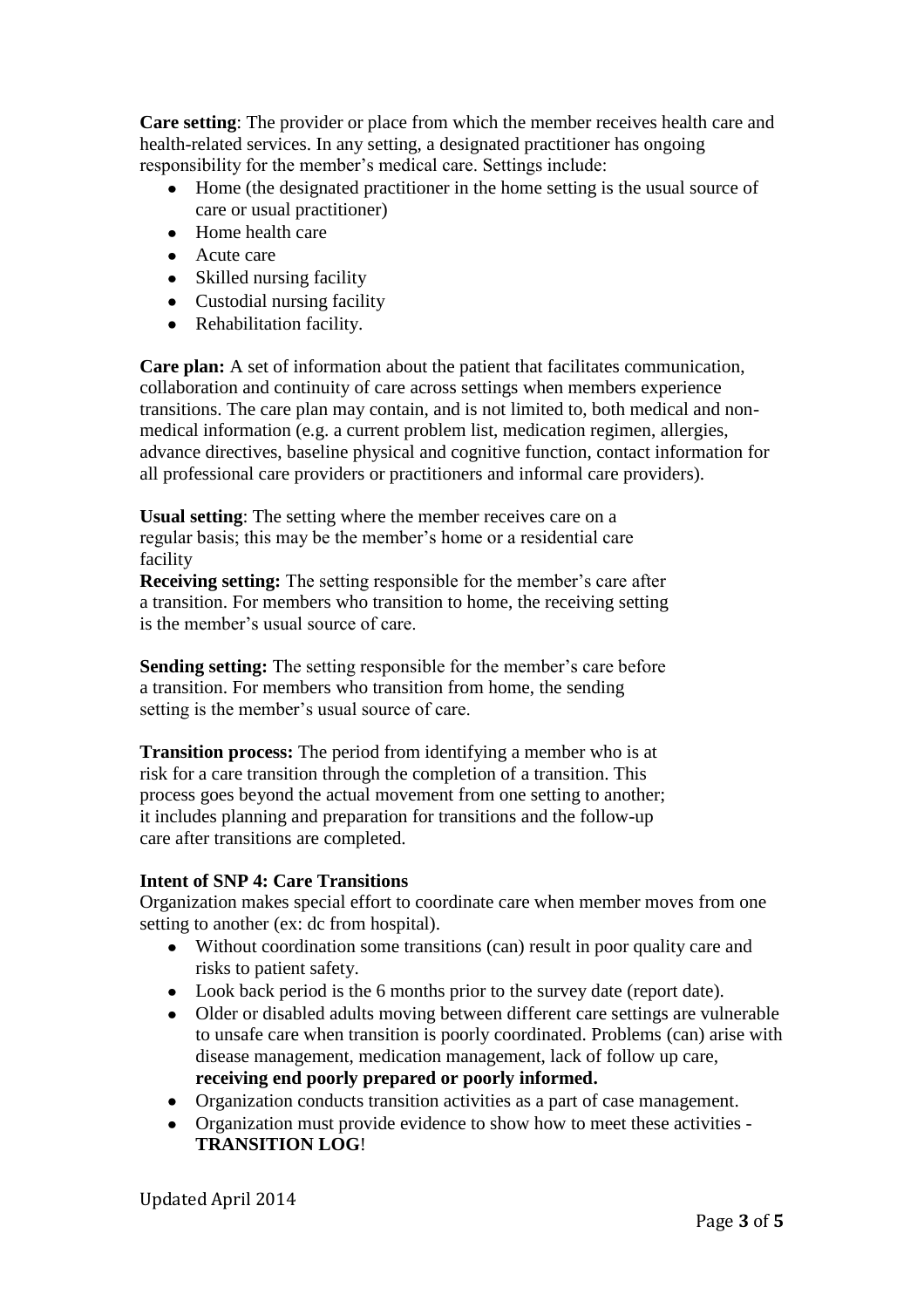**Care setting**: The provider or place from which the member receives health care and health-related services. In any setting, a designated practitioner has ongoing responsibility for the member's medical care. Settings include:

- Home (the designated practitioner in the home setting is the usual source of care or usual practitioner)
- Home health care
- Acute care
- Skilled nursing facility
- Custodial nursing facility
- Rehabilitation facility.

**Care plan:** A set of information about the patient that facilitates communication, collaboration and continuity of care across settings when members experience transitions. The care plan may contain, and is not limited to, both medical and non-medical information (e.g. a current problem list, medication regimen, allergies, advance directives, baseline physical and cognitive function, contact information for all professional care providers or practitioners and informal care providers).

**Usual setting**: The setting where the member receives care on a regular basis; this may be the member's home or a residential care facility

**Receiving setting:** The setting responsible for the member's care after a transition. For members who transition to home, the receiving setting is the member's usual source of care.

**Sending setting:** The setting responsible for the member's care before a transition. For members who transition from home, the sending setting is the member's usual source of care.

**Transition process:** The period from identifying a member who is at risk for a care transition through the completion of a transition. This process goes beyond the actual movement from one setting to another; it includes planning and preparation for transitions and the follow-up care after transitions are completed.

**Intent of SNP 4: Care Transitions**

Organization makes special effort to coordinate care when member moves from one setting to another (ex: dc from hospital).

- Without coordination some transitions (can) result in poor quality care and risks to patient safety.
- Look back period is the 6 months prior to the survey date (report date).
- Older or disabled adults moving between different care settings are vulnerable to unsafe care when transition is poorly coordinated. Problems (can) arise with disease management, medication management, lack of follow up care, **receiving end poorly prepared or poorly informed.**
- Organization conducts transition activities as a part of case management.
- Organization must provide evidence to show how to meet these activities - **TRANSITION LOG**!

Updated April 2014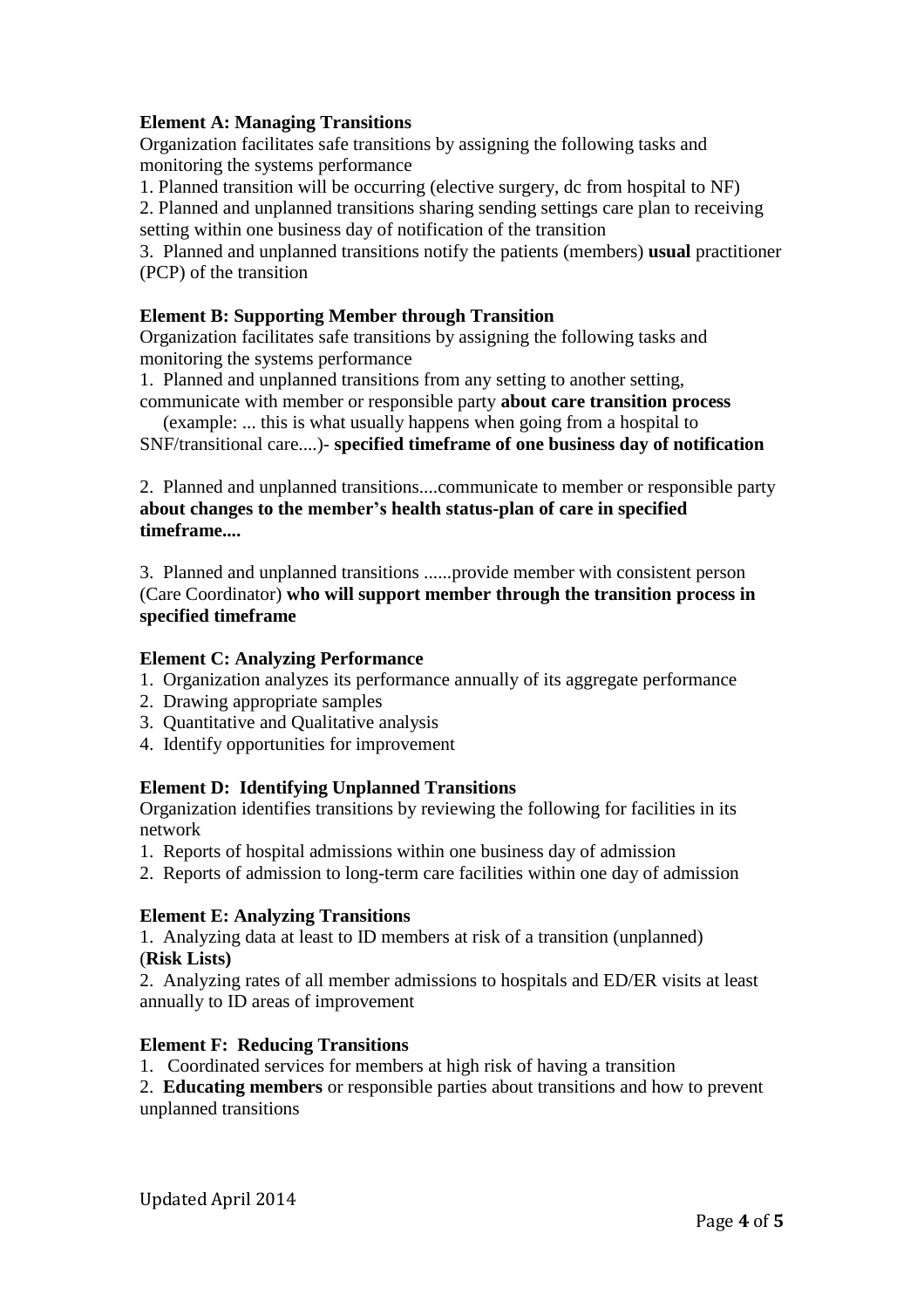**Element A: Managing Transitions**

Organization facilitates safe transitions by assigning the following tasks and monitoring the systems performance

1. Planned transition will be occurring (elective surgery, dc from hospital to NF)
2. Planned and unplanned transitions sharing sending settings care plan to receiving setting within one business day of notification of the transition
3. Planned and unplanned transitions notify the patients (members) **usual** practitioner (PCP) of the transition

**Element B: Supporting Member through Transition**

Organization facilitates safe transitions by assigning the following tasks and monitoring the systems performance

1. Planned and unplanned transitions from any setting to another setting, communicate with member or responsible party **about care transition process** (example: ... this is what usually happens when going from a hospital to SNF/transitional care....)- **specified timeframe of one business day of notification**

2. Planned and unplanned transitions....communicate to member or responsible party **about changes to the member's health status-plan of care in specified timeframe....**

3. Planned and unplanned transitions ......provide member with consistent person (Care Coordinator) **who will support member through the transition process in specified timeframe**

**Element C: Analyzing Performance**

1. Organization analyzes its performance annually of its aggregate performance
2. Drawing appropriate samples
3. Quantitative and Qualitative analysis
4. Identify opportunities for improvement

**Element D: Identifying Unplanned Transitions**

Organization identifies transitions by reviewing the following for facilities in its network

1. Reports of hospital admissions within one business day of admission
2. Reports of admission to long-term care facilities within one day of admission

**Element E: Analyzing Transitions**

1. Analyzing data at least to ID members at risk of a transition (unplanned) (**Risk Lists)**
2. Analyzing rates of all member admissions to hospitals and ED/ER visits at least annually to ID areas of improvement

**Element F: Reducing Transitions**

1. Coordinated services for members at high risk of having a transition
2. **Educating members** or responsible parties about transitions and how to prevent unplanned transitions

Updated April 2014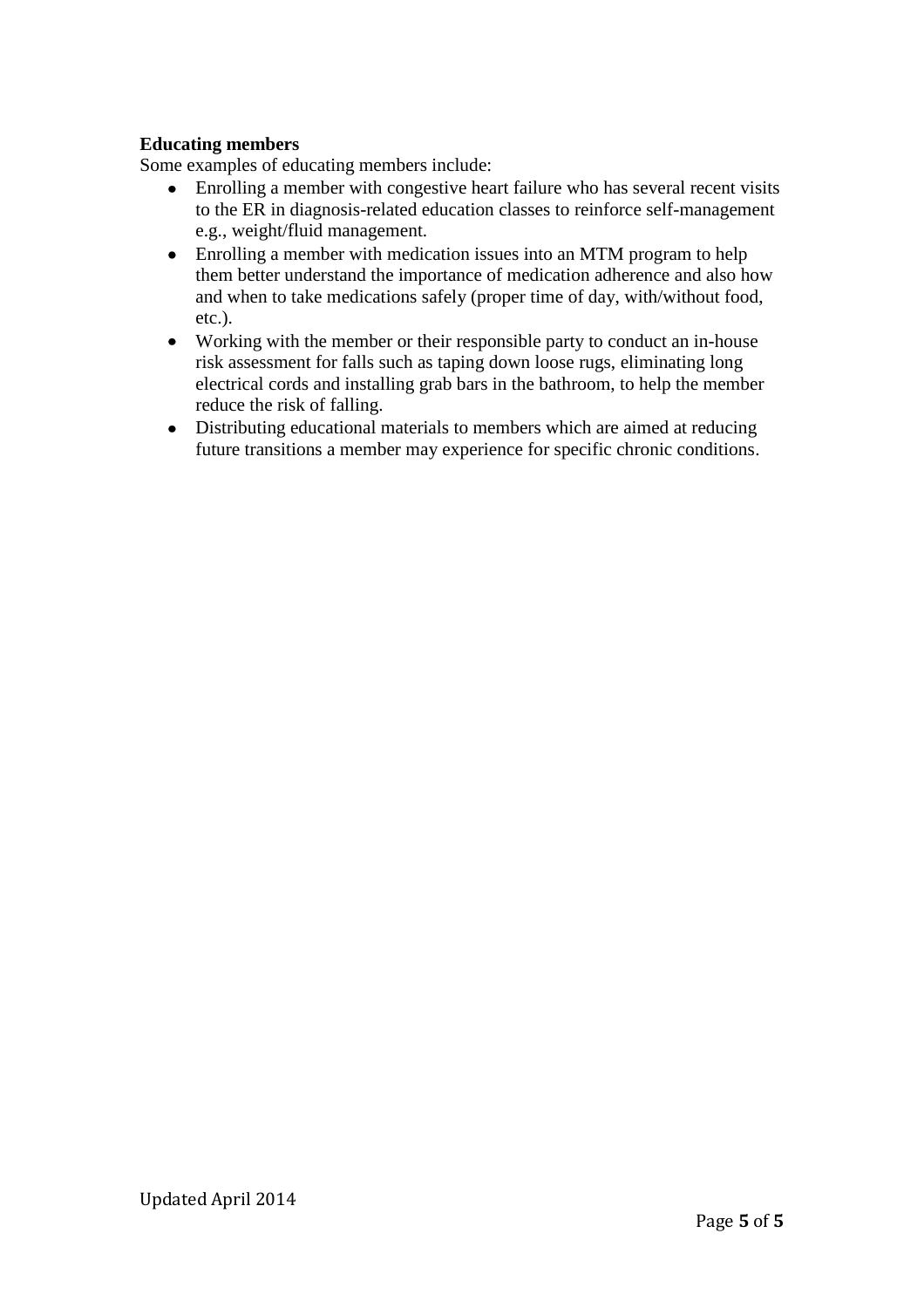**Educating members**

Some examples of educating members include:

- Enrolling a member with congestive heart failure who has several recent visits to the ER in diagnosis-related education classes to reinforce self-management e.g., weight/fluid management.
- Enrolling a member with medication issues into an MTM program to help them better understand the importance of medication adherence and also how and when to take medications safely (proper time of day, with/without food, etc.).
- Working with the member or their responsible party to conduct an in-house risk assessment for falls such as taping down loose rugs, eliminating long electrical cords and installing grab bars in the bathroom, to help the member reduce the risk of falling.
- Distributing educational materials to members which are aimed at reducing future transitions a member may experience for specific chronic conditions.